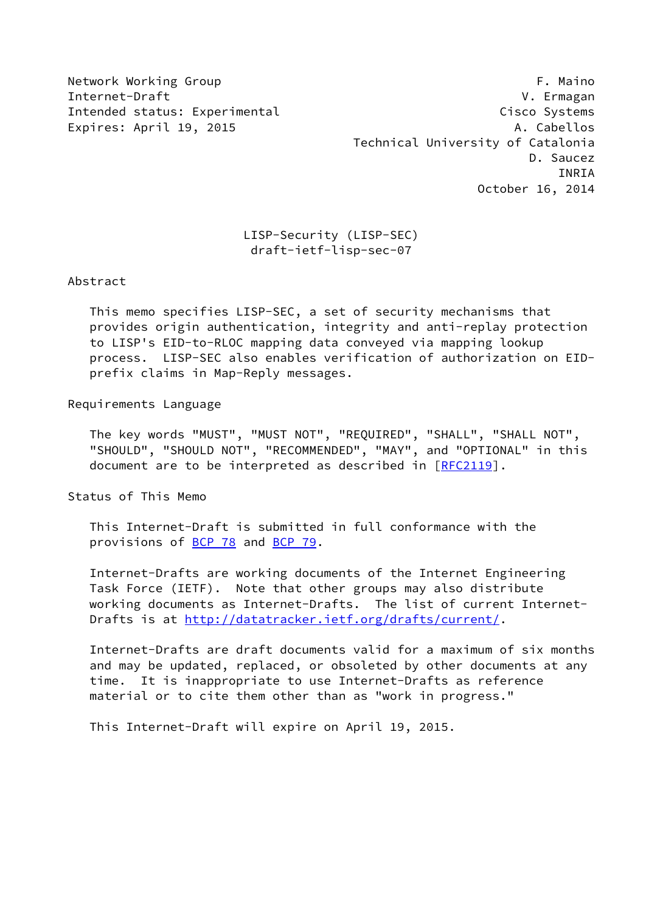Network Working Group F. Maino
Internet-Draft V. Ermagan
Intended status: Experimental Cisco Systems
Expires: April 19, 2015 A. Cabellos
Technical University of Catalonia
D. Saucez
INRIA
October 16, 2014

# LISP-Security (LISP-SEC)
draft-ietf-lisp-sec-07

## Abstract

This memo specifies LISP-SEC, a set of security mechanisms that provides origin authentication, integrity and anti-replay protection to LISP's EID-to-RLOC mapping data conveyed via mapping lookup process. LISP-SEC also enables verification of authorization on EID-prefix claims in Map-Reply messages.

## Requirements Language

The key words "MUST", "MUST NOT", "REQUIRED", "SHALL", "SHALL NOT", "SHOULD", "SHOULD NOT", "RECOMMENDED", "MAY", and "OPTIONAL" in this document are to be interpreted as described in [RFC2119].

## Status of This Memo

This Internet-Draft is submitted in full conformance with the provisions of BCP 78 and BCP 79.

Internet-Drafts are working documents of the Internet Engineering Task Force (IETF). Note that other groups may also distribute working documents as Internet-Drafts. The list of current Internet-Drafts is at http://datatracker.ietf.org/drafts/current/.

Internet-Drafts are draft documents valid for a maximum of six months and may be updated, replaced, or obsoleted by other documents at any time. It is inappropriate to use Internet-Drafts as reference material or to cite them other than as "work in progress."

This Internet-Draft will expire on April 19, 2015.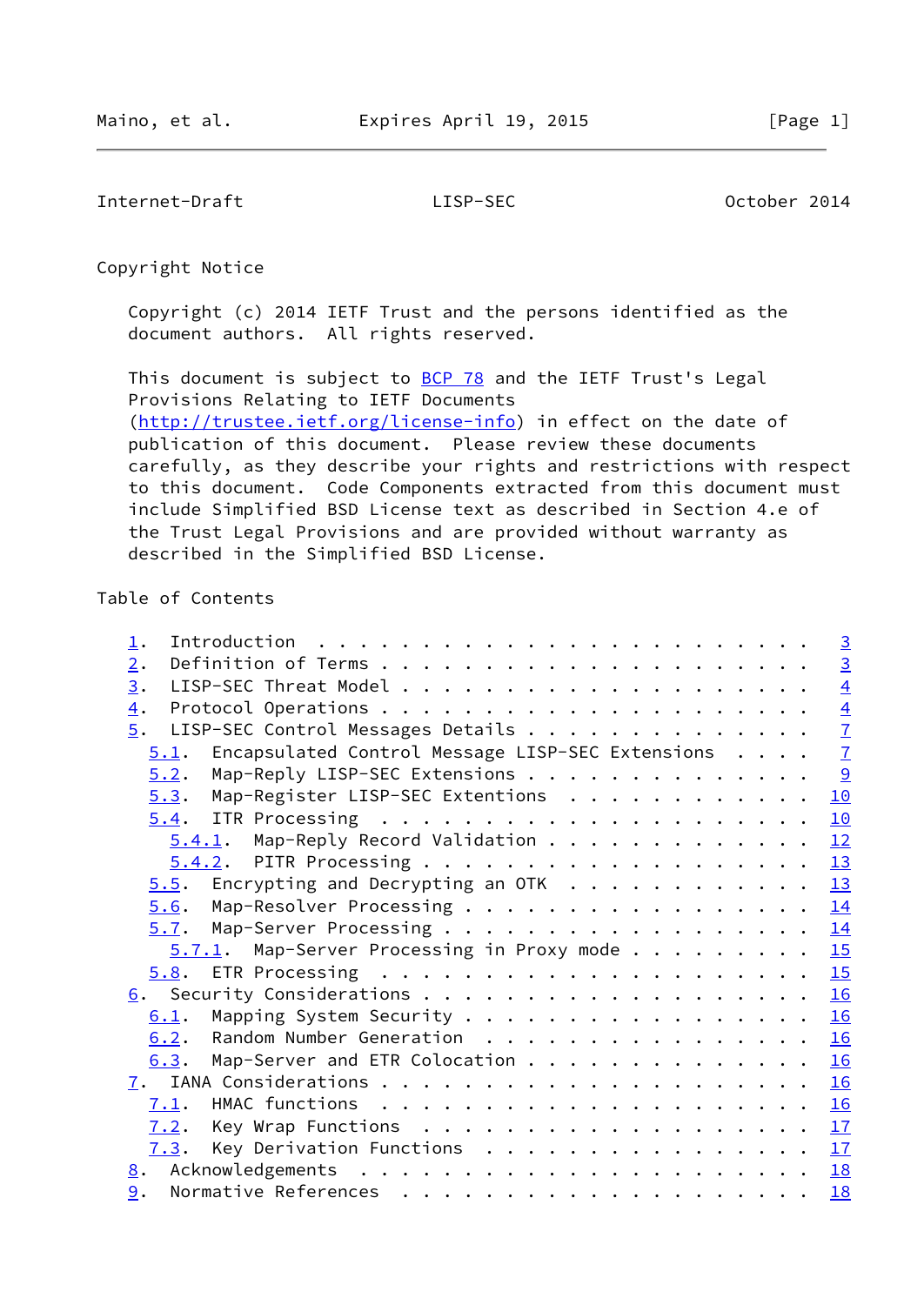## Copyright Notice

Copyright (c) 2014 IETF Trust and the persons identified as the document authors. All rights reserved.

This document is subject to BCP 78 and the IETF Trust's Legal Provisions Relating to IETF Documents (http://trustee.ietf.org/license-info) in effect on the date of publication of this document. Please review these documents carefully, as they describe your rights and restrictions with respect to this document. Code Components extracted from this document must include Simplified BSD License text as described in Section 4.e of the Trust Legal Provisions and are provided without warranty as described in the Simplified BSD License.

## Table of Contents

```
   1.  Introduction . . . . . . . . . . . . . . . . . . . . . . . .   3
   2.  Definition of Terms  . . . . . . . . . . . . . . . . . . . .   3
   3.  LISP-SEC Threat Model  . . . . . . . . . . . . . . . . . . .   4
   4.  Protocol Operations  . . . . . . . . . . . . . . . . . . . .   4
   5.  LISP-SEC Control Messages Details  . . . . . . . . . . . . .   7
     5.1.  Encapsulated Control Message LISP-SEC Extensions . . . .   7
     5.2.  Map-Reply LISP-SEC Extensions  . . . . . . . . . . . . .   9
     5.3.  Map-Register LISP-SEC Extentions  . . . . . . . . . . . .  10
     5.4.  ITR Processing  . . . . . . . . . . . . . . . . . . . . .  10
       5.4.1.  Map-Reply Record Validation . . . . . . . . . . . . .  12
       5.4.2.  PITR Processing . . . . . . . . . . . . . . . . . . .  13
     5.5.  Encrypting and Decrypting an OTK  . . . . . . . . . . . .  13
     5.6.  Map-Resolver Processing . . . . . . . . . . . . . . . . .  14
     5.7.  Map-Server Processing . . . . . . . . . . . . . . . . . .  14
       5.7.1.  Map-Server Processing in Proxy mode . . . . . . . . .  15
     5.8.  ETR Processing  . . . . . . . . . . . . . . . . . . . . .  15
   6.  Security Considerations . . . . . . . . . . . . . . . . . . .  16
     6.1.  Mapping System Security . . . . . . . . . . . . . . . . .  16
     6.2.  Random Number Generation  . . . . . . . . . . . . . . . .  16
     6.3.  Map-Server and ETR Colocation . . . . . . . . . . . . . .  16
   7.  IANA Considerations . . . . . . . . . . . . . . . . . . . . .  16
     7.1.  HMAC functions  . . . . . . . . . . . . . . . . . . . . .  16
     7.2.  Key Wrap Functions  . . . . . . . . . . . . . . . . . . .  17
     7.3.  Key Derivation Functions  . . . . . . . . . . . . . . . .  17
   8.  Acknowledgements  . . . . . . . . . . . . . . . . . . . . . .  18
   9.  Normative References  . . . . . . . . . . . . . . . . . . . .  18
```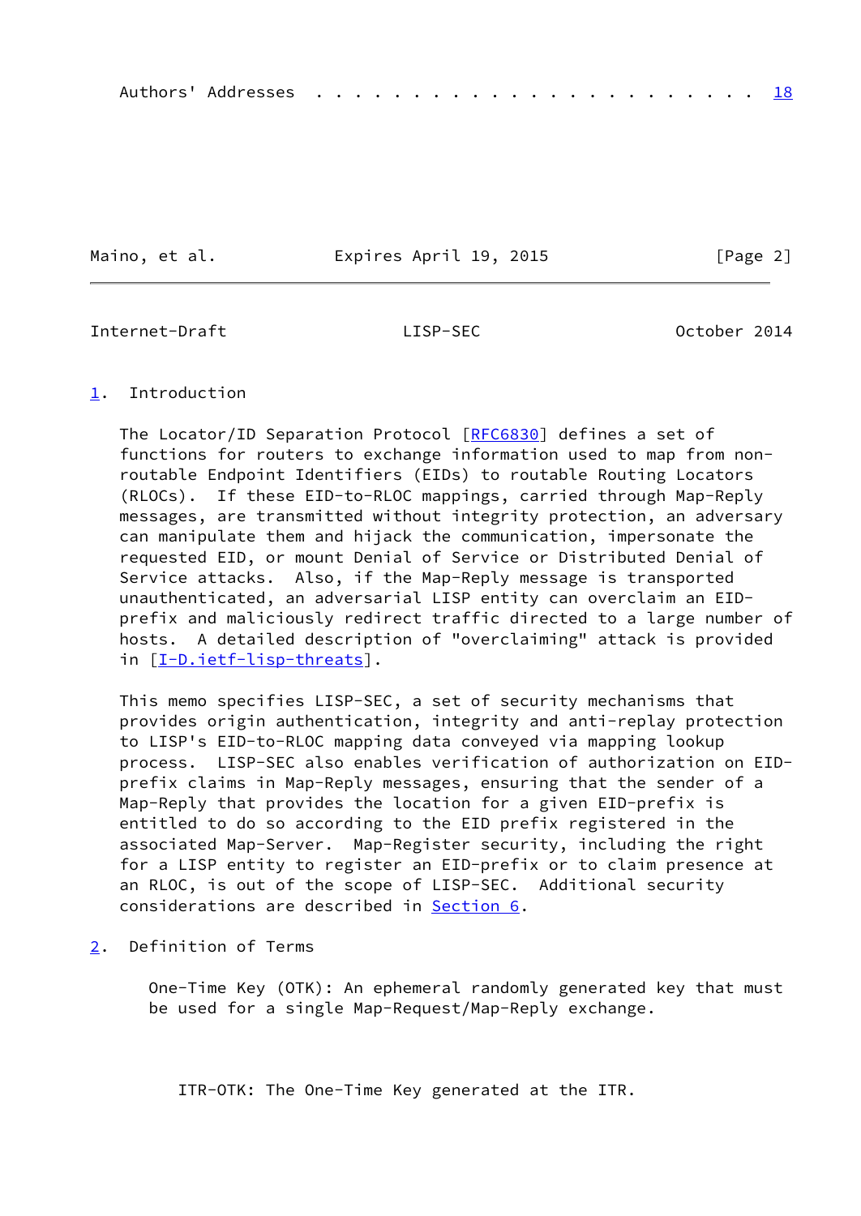Authors' Addresses . . . . . . . . . . . . . . . . . . . . . . . 18

## 1. Introduction

The Locator/ID Separation Protocol [RFC6830] defines a set of functions for routers to exchange information used to map from non-routable Endpoint Identifiers (EIDs) to routable Routing Locators (RLOCs). If these EID-to-RLOC mappings, carried through Map-Reply messages, are transmitted without integrity protection, an adversary can manipulate them and hijack the communication, impersonate the requested EID, or mount Denial of Service or Distributed Denial of Service attacks. Also, if the Map-Reply message is transported unauthenticated, an adversarial LISP entity can overclaim an EID-prefix and maliciously redirect traffic directed to a large number of hosts. A detailed description of "overclaiming" attack is provided in [I-D.ietf-lisp-threats].

This memo specifies LISP-SEC, a set of security mechanisms that provides origin authentication, integrity and anti-replay protection to LISP's EID-to-RLOC mapping data conveyed via mapping lookup process. LISP-SEC also enables verification of authorization on EID-prefix claims in Map-Reply messages, ensuring that the sender of a Map-Reply that provides the location for a given EID-prefix is entitled to do so according to the EID prefix registered in the associated Map-Server. Map-Register security, including the right for a LISP entity to register an EID-prefix or to claim presence at an RLOC, is out of the scope of LISP-SEC. Additional security considerations are described in Section 6.

## 2. Definition of Terms

One-Time Key (OTK): An ephemeral randomly generated key that must be used for a single Map-Request/Map-Reply exchange.

ITR-OTK: The One-Time Key generated at the ITR.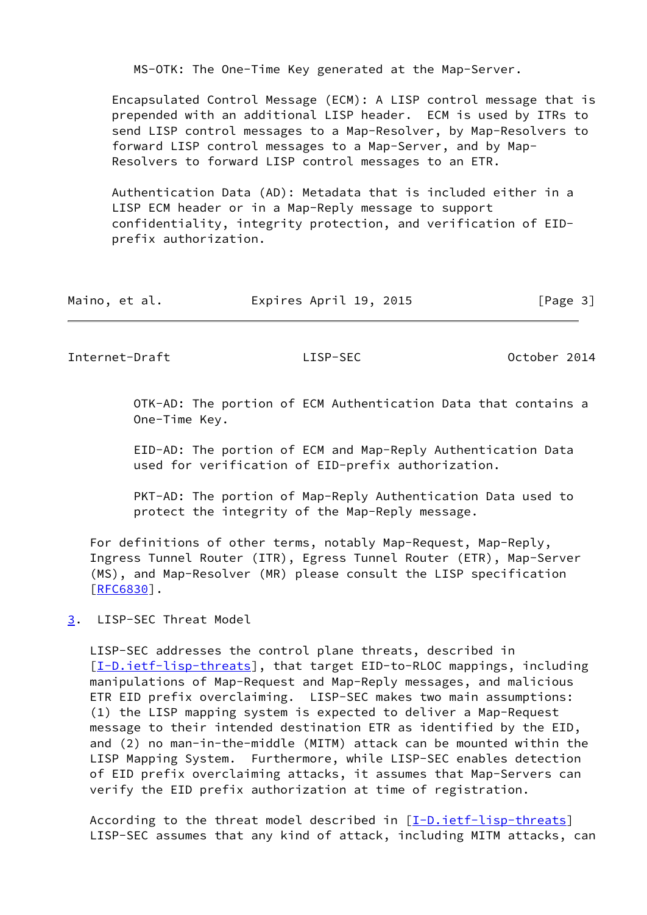MS-OTK: The One-Time Key generated at the Map-Server.

Encapsulated Control Message (ECM): A LISP control message that is prepended with an additional LISP header. ECM is used by ITRs to send LISP control messages to a Map-Resolver, by Map-Resolvers to forward LISP control messages to a Map-Server, and by Map-Resolvers to forward LISP control messages to an ETR.

Authentication Data (AD): Metadata that is included either in a LISP ECM header or in a Map-Reply message to support confidentiality, integrity protection, and verification of EID-prefix authorization.

OTK-AD: The portion of ECM Authentication Data that contains a One-Time Key.

EID-AD: The portion of ECM and Map-Reply Authentication Data used for verification of EID-prefix authorization.

PKT-AD: The portion of Map-Reply Authentication Data used to protect the integrity of the Map-Reply message.

For definitions of other terms, notably Map-Request, Map-Reply, Ingress Tunnel Router (ITR), Egress Tunnel Router (ETR), Map-Server (MS), and Map-Resolver (MR) please consult the LISP specification [RFC6830].

## 3. LISP-SEC Threat Model

LISP-SEC addresses the control plane threats, described in [I-D.ietf-lisp-threats], that target EID-to-RLOC mappings, including manipulations of Map-Request and Map-Reply messages, and malicious ETR EID prefix overclaiming. LISP-SEC makes two main assumptions: (1) the LISP mapping system is expected to deliver a Map-Request message to their intended destination ETR as identified by the EID, and (2) no man-in-the-middle (MITM) attack can be mounted within the LISP Mapping System. Furthermore, while LISP-SEC enables detection of EID prefix overclaiming attacks, it assumes that Map-Servers can verify the EID prefix authorization at time of registration.

According to the threat model described in [I-D.ietf-lisp-threats] LISP-SEC assumes that any kind of attack, including MITM attacks, can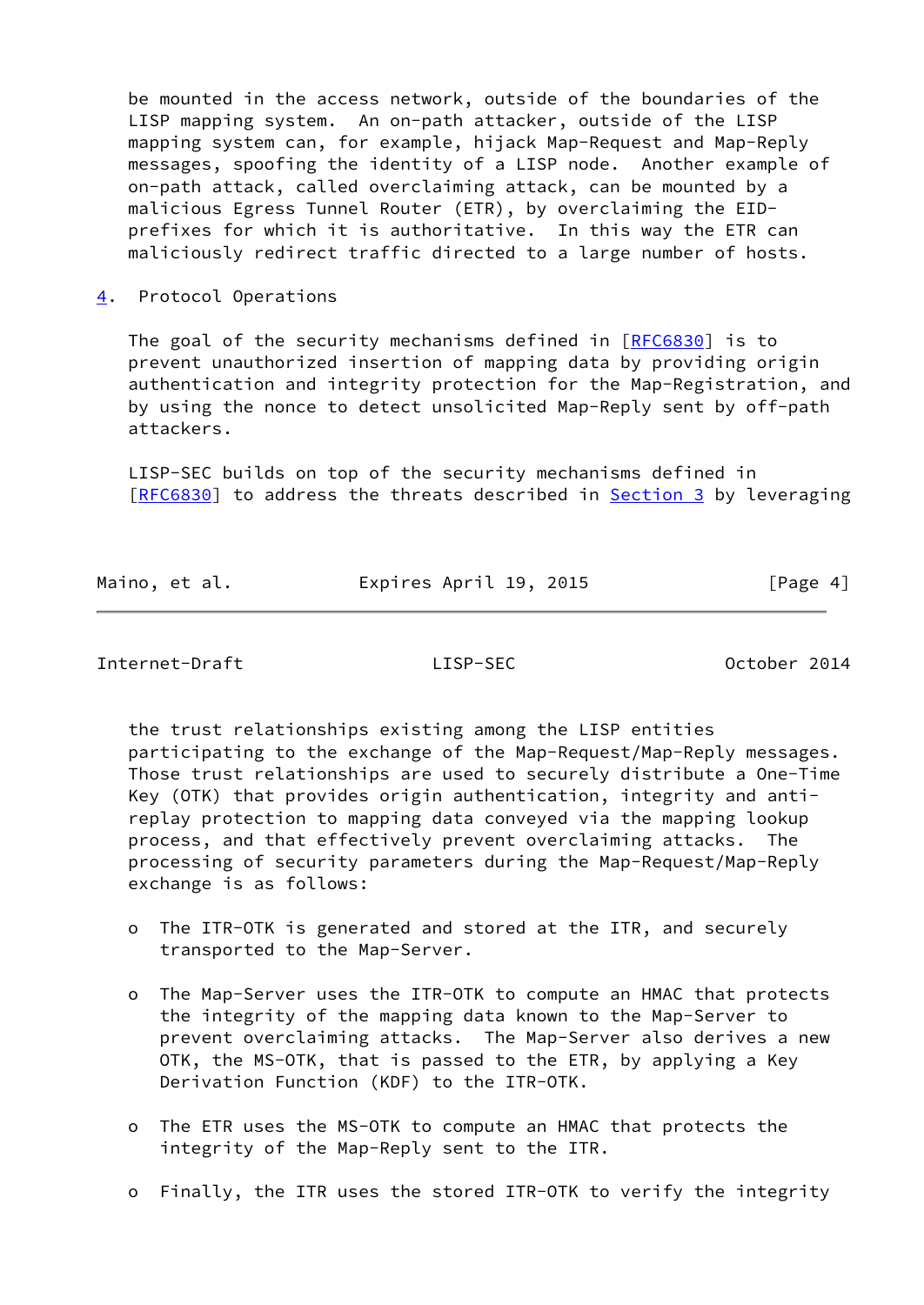be mounted in the access network, outside of the boundaries of the LISP mapping system. An on-path attacker, outside of the LISP mapping system can, for example, hijack Map-Request and Map-Reply messages, spoofing the identity of a LISP node. Another example of on-path attack, called overclaiming attack, can be mounted by a malicious Egress Tunnel Router (ETR), by overclaiming the EID-prefixes for which it is authoritative. In this way the ETR can maliciously redirect traffic directed to a large number of hosts.

## 4. Protocol Operations

The goal of the security mechanisms defined in [RFC6830] is to prevent unauthorized insertion of mapping data by providing origin authentication and integrity protection for the Map-Registration, and by using the nonce to detect unsolicited Map-Reply sent by off-path attackers.

LISP-SEC builds on top of the security mechanisms defined in [RFC6830] to address the threats described in Section 3 by leveraging the trust relationships existing among the LISP entities participating to the exchange of the Map-Request/Map-Reply messages. Those trust relationships are used to securely distribute a One-Time Key (OTK) that provides origin authentication, integrity and anti-replay protection to mapping data conveyed via the mapping lookup process, and that effectively prevent overclaiming attacks. The processing of security parameters during the Map-Request/Map-Reply exchange is as follows:

- The ITR-OTK is generated and stored at the ITR, and securely transported to the Map-Server.

- The Map-Server uses the ITR-OTK to compute an HMAC that protects the integrity of the mapping data known to the Map-Server to prevent overclaiming attacks. The Map-Server also derives a new OTK, the MS-OTK, that is passed to the ETR, by applying a Key Derivation Function (KDF) to the ITR-OTK.

- The ETR uses the MS-OTK to compute an HMAC that protects the integrity of the Map-Reply sent to the ITR.

- Finally, the ITR uses the stored ITR-OTK to verify the integrity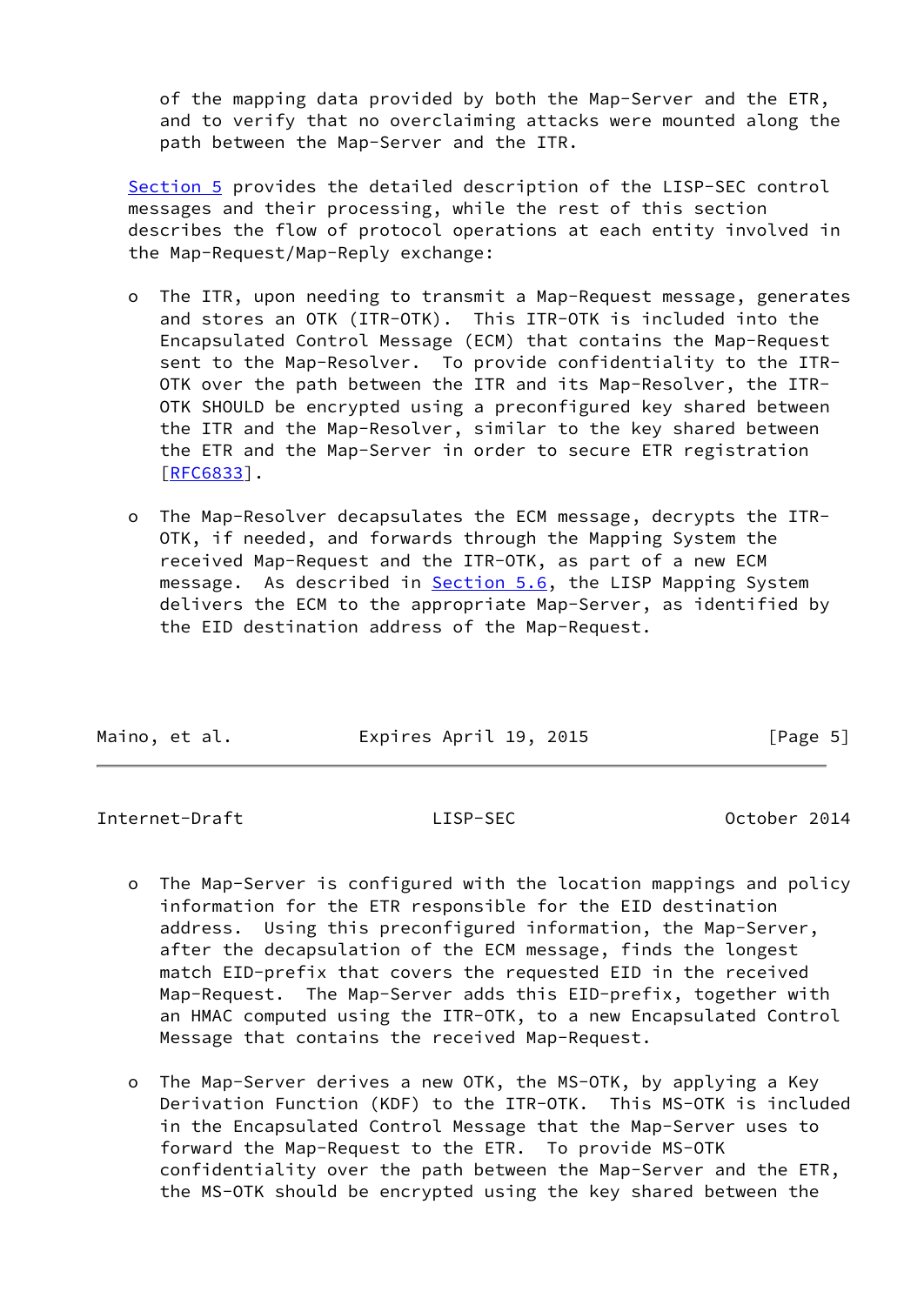of the mapping data provided by both the Map-Server and the ETR, and to verify that no overclaiming attacks were mounted along the path between the Map-Server and the ITR.

Section 5 provides the detailed description of the LISP-SEC control messages and their processing, while the rest of this section describes the flow of protocol operations at each entity involved in the Map-Request/Map-Reply exchange:

- The ITR, upon needing to transmit a Map-Request message, generates and stores an OTK (ITR-OTK). This ITR-OTK is included into the Encapsulated Control Message (ECM) that contains the Map-Request sent to the Map-Resolver. To provide confidentiality to the ITR-OTK over the path between the ITR and its Map-Resolver, the ITR-OTK SHOULD be encrypted using a preconfigured key shared between the ITR and the Map-Resolver, similar to the key shared between the ETR and the Map-Server in order to secure ETR registration [RFC6833].

- The Map-Resolver decapsulates the ECM message, decrypts the ITR-OTK, if needed, and forwards through the Mapping System the received Map-Request and the ITR-OTK, as part of a new ECM message. As described in Section 5.6, the LISP Mapping System delivers the ECM to the appropriate Map-Server, as identified by the EID destination address of the Map-Request.

- The Map-Server is configured with the location mappings and policy information for the ETR responsible for the EID destination address. Using this preconfigured information, the Map-Server, after the decapsulation of the ECM message, finds the longest match EID-prefix that covers the requested EID in the received Map-Request. The Map-Server adds this EID-prefix, together with an HMAC computed using the ITR-OTK, to a new Encapsulated Control Message that contains the received Map-Request.

- The Map-Server derives a new OTK, the MS-OTK, by applying a Key Derivation Function (KDF) to the ITR-OTK. This MS-OTK is included in the Encapsulated Control Message that the Map-Server uses to forward the Map-Request to the ETR. To provide MS-OTK confidentiality over the path between the Map-Server and the ETR, the MS-OTK should be encrypted using the key shared between the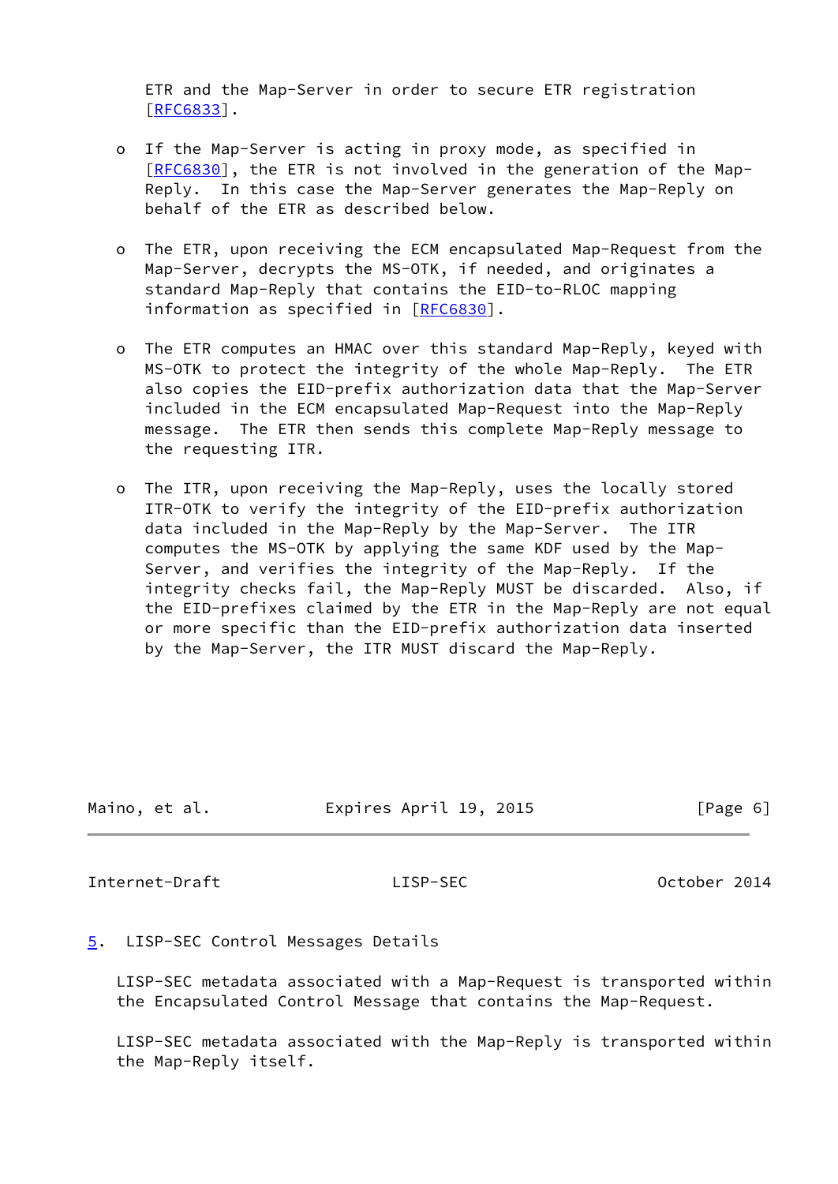ETR and the Map-Server in order to secure ETR registration [RFC6833].

- If the Map-Server is acting in proxy mode, as specified in [RFC6830], the ETR is not involved in the generation of the Map-Reply. In this case the Map-Server generates the Map-Reply on behalf of the ETR as described below.

- The ETR, upon receiving the ECM encapsulated Map-Request from the Map-Server, decrypts the MS-OTK, if needed, and originates a standard Map-Reply that contains the EID-to-RLOC mapping information as specified in [RFC6830].

- The ETR computes an HMAC over this standard Map-Reply, keyed with MS-OTK to protect the integrity of the whole Map-Reply. The ETR also copies the EID-prefix authorization data that the Map-Server included in the ECM encapsulated Map-Request into the Map-Reply message. The ETR then sends this complete Map-Reply message to the requesting ITR.

- The ITR, upon receiving the Map-Reply, uses the locally stored ITR-OTK to verify the integrity of the EID-prefix authorization data included in the Map-Reply by the Map-Server. The ITR computes the MS-OTK by applying the same KDF used by the Map-Server, and verifies the integrity of the Map-Reply. If the integrity checks fail, the Map-Reply MUST be discarded. Also, if the EID-prefixes claimed by the ETR in the Map-Reply are not equal or more specific than the EID-prefix authorization data inserted by the Map-Server, the ITR MUST discard the Map-Reply.

## 5. LISP-SEC Control Messages Details

LISP-SEC metadata associated with a Map-Request is transported within the Encapsulated Control Message that contains the Map-Request.

LISP-SEC metadata associated with the Map-Reply is transported within the Map-Reply itself.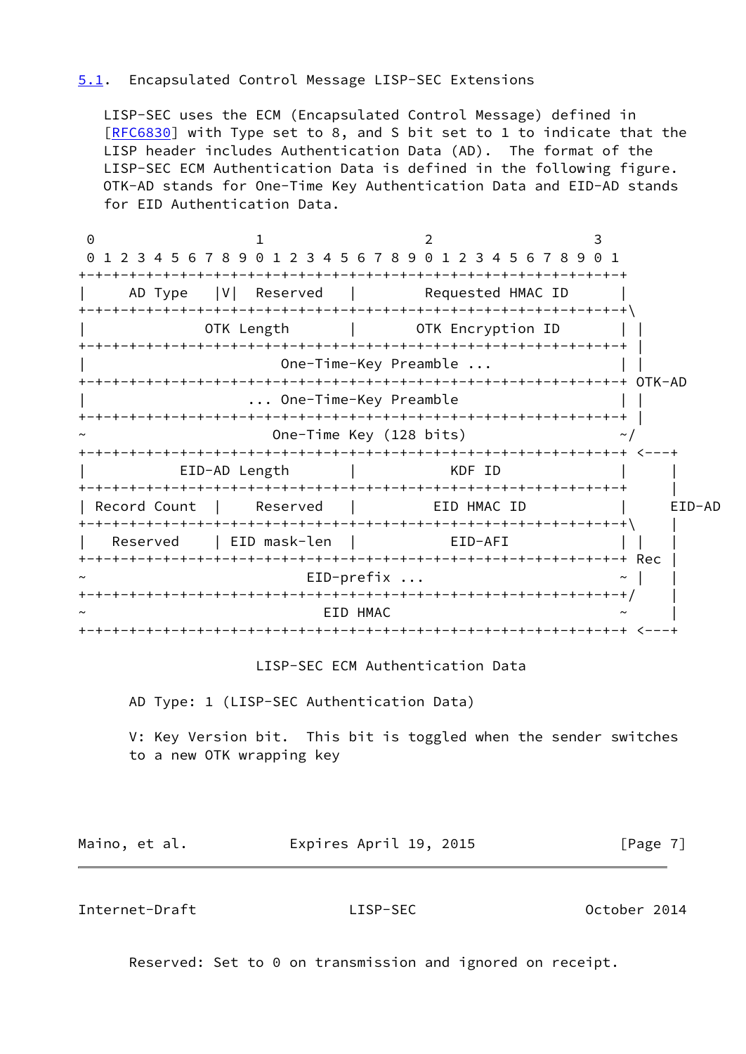### 5.1. Encapsulated Control Message LISP-SEC Extensions

LISP-SEC uses the ECM (Encapsulated Control Message) defined in [RFC6830] with Type set to 8, and S bit set to 1 to indicate that the LISP header includes Authentication Data (AD). The format of the LISP-SEC ECM Authentication Data is defined in the following figure. OTK-AD stands for One-Time Key Authentication Data and EID-AD stands for EID Authentication Data.

```
 0                   1                   2                   3
 0 1 2 3 4 5 6 7 8 9 0 1 2 3 4 5 6 7 8 9 0 1 2 3 4 5 6 7 8 9 0 1
+-+-+-+-+-+-+-+-+-+-+-+-+-+-+-+-+-+-+-+-+-+-+-+-+-+-+-+-+-+-+-+-+
|     AD Type   |V|  Reserved   |        Requested HMAC ID      |
+-+-+-+-+-+-+-+-+-+-+-+-+-+-+-+-+-+-+-+-+-+-+-+-+-+-+-+-+-+-+-+-+\
|              OTK Length       |       OTK Encryption ID       | |
+-+-+-+-+-+-+-+-+-+-+-+-+-+-+-+-+-+-+-+-+-+-+-+-+-+-+-+-+-+-+-+-+ |
|                       One-Time-Key Preamble ...               | |
+-+-+-+-+-+-+-+-+-+-+-+-+-+-+-+-+-+-+-+-+-+-+-+-+-+-+-+-+-+-+-+-+ OTK-AD
|                   ... One-Time-Key Preamble                   | |
+-+-+-+-+-+-+-+-+-+-+-+-+-+-+-+-+-+-+-+-+-+-+-+-+-+-+-+-+-+-+-+-+ |
~                      One-Time Key (128 bits)                  ~/
+-+-+-+-+-+-+-+-+-+-+-+-+-+-+-+-+-+-+-+-+-+-+-+-+-+-+-+-+-+-+-+-+ <---+
|           EID-AD Length       |             KDF ID            |     |
+-+-+-+-+-+-+-+-+-+-+-+-+-+-+-+-+-+-+-+-+-+-+-+-+-+-+-+-+-+-+-+-+     |
| Record Count  |    Reserved   |           EID HMAC ID         |   EID-AD
+-+-+-+-+-+-+-+-+-+-+-+-+-+-+-+-+-+-+-+-+-+-+-+-+-+-+-+-+-+-+-+-+\    |
|   Reserved    | EID mask-len  |             EID-AFI           | |   |
+-+-+-+-+-+-+-+-+-+-+-+-+-+-+-+-+-+-+-+-+-+-+-+-+-+-+-+-+-+-+-+-+ Rec |
~                          EID-prefix ...                       ~ |   |
+-+-+-+-+-+-+-+-+-+-+-+-+-+-+-+-+-+-+-+-+-+-+-+-+-+-+-+-+-+-+-+-+/    |
~                            EID HMAC                           ~     |
+-+-+-+-+-+-+-+-+-+-+-+-+-+-+-+-+-+-+-+-+-+-+-+-+-+-+-+-+-+-+-+-+ <---+
```

LISP-SEC ECM Authentication Data

AD Type: 1 (LISP-SEC Authentication Data)

V: Key Version bit. This bit is toggled when the sender switches to a new OTK wrapping key

Reserved: Set to 0 on transmission and ignored on receipt.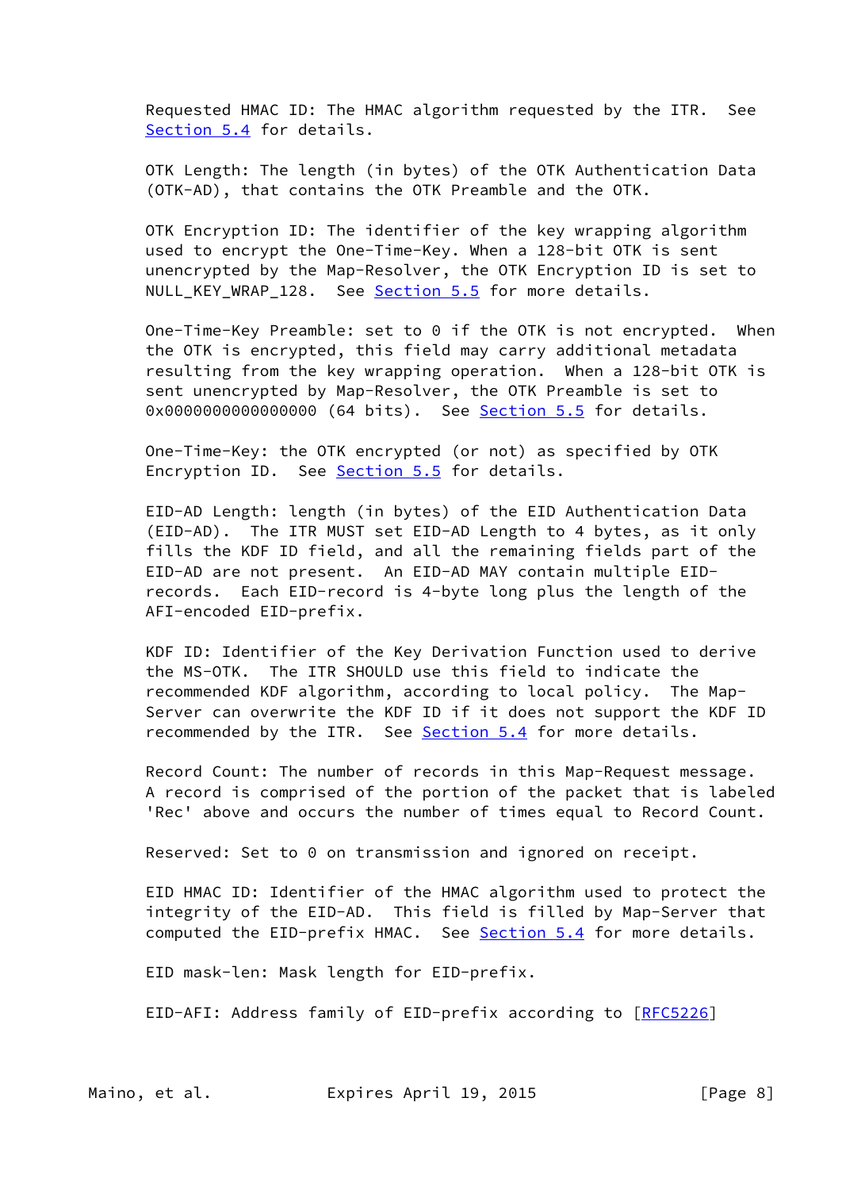Requested HMAC ID: The HMAC algorithm requested by the ITR. See Section 5.4 for details.

OTK Length: The length (in bytes) of the OTK Authentication Data (OTK-AD), that contains the OTK Preamble and the OTK.

OTK Encryption ID: The identifier of the key wrapping algorithm used to encrypt the One-Time-Key. When a 128-bit OTK is sent unencrypted by the Map-Resolver, the OTK Encryption ID is set to NULL_KEY_WRAP_128. See Section 5.5 for more details.

One-Time-Key Preamble: set to 0 if the OTK is not encrypted. When the OTK is encrypted, this field may carry additional metadata resulting from the key wrapping operation. When a 128-bit OTK is sent unencrypted by Map-Resolver, the OTK Preamble is set to 0x0000000000000000 (64 bits). See Section 5.5 for details.

One-Time-Key: the OTK encrypted (or not) as specified by OTK Encryption ID. See Section 5.5 for details.

EID-AD Length: length (in bytes) of the EID Authentication Data (EID-AD). The ITR MUST set EID-AD Length to 4 bytes, as it only fills the KDF ID field, and all the remaining fields part of the EID-AD are not present. An EID-AD MAY contain multiple EID-records. Each EID-record is 4-byte long plus the length of the AFI-encoded EID-prefix.

KDF ID: Identifier of the Key Derivation Function used to derive the MS-OTK. The ITR SHOULD use this field to indicate the recommended KDF algorithm, according to local policy. The Map-Server can overwrite the KDF ID if it does not support the KDF ID recommended by the ITR. See Section 5.4 for more details.

Record Count: The number of records in this Map-Request message. A record is comprised of the portion of the packet that is labeled 'Rec' above and occurs the number of times equal to Record Count.

Reserved: Set to 0 on transmission and ignored on receipt.

EID HMAC ID: Identifier of the HMAC algorithm used to protect the integrity of the EID-AD. This field is filled by Map-Server that computed the EID-prefix HMAC. See Section 5.4 for more details.

EID mask-len: Mask length for EID-prefix.

EID-AFI: Address family of EID-prefix according to [RFC5226]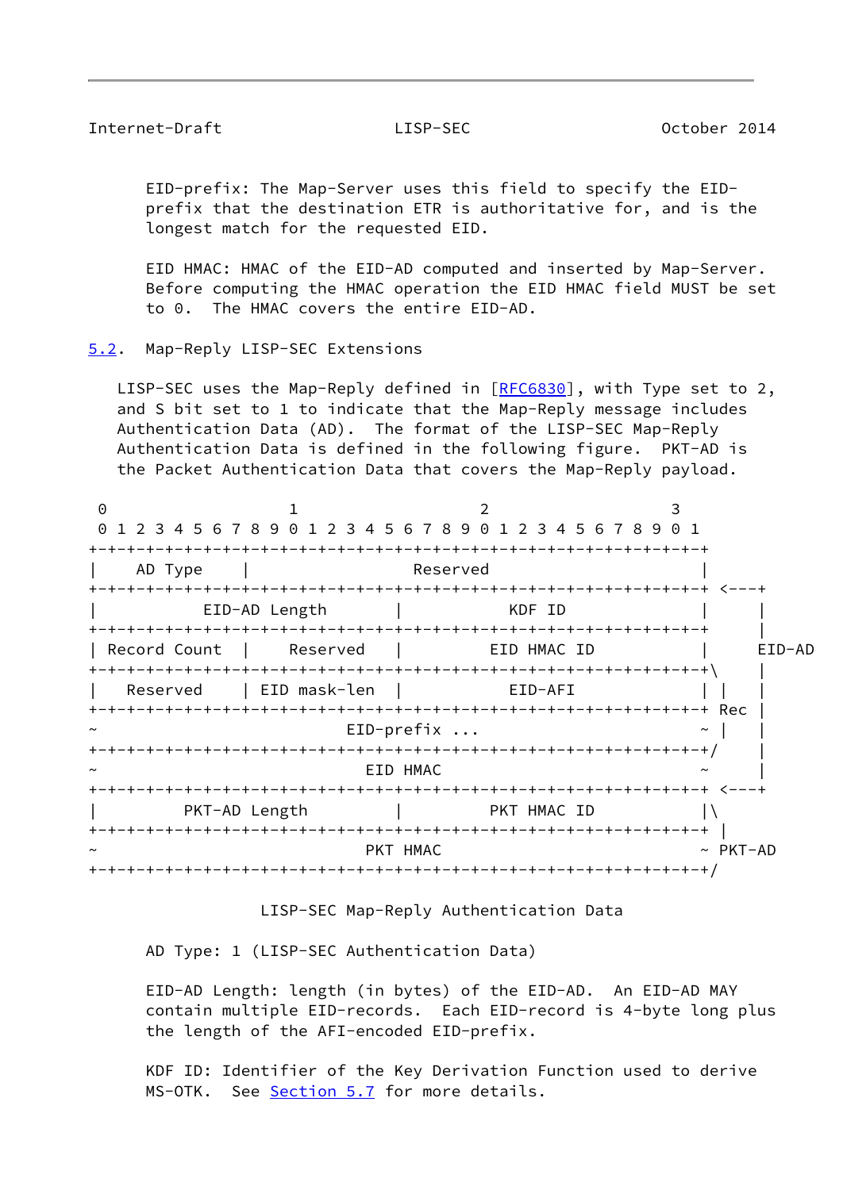EID-prefix: The Map-Server uses this field to specify the EID-prefix that the destination ETR is authoritative for, and is the longest match for the requested EID.

EID HMAC: HMAC of the EID-AD computed and inserted by Map-Server. Before computing the HMAC operation the EID HMAC field MUST be set to 0. The HMAC covers the entire EID-AD.

## 5.2. Map-Reply LISP-SEC Extensions

LISP-SEC uses the Map-Reply defined in [RFC6830], with Type set to 2, and S bit set to 1 to indicate that the Map-Reply message includes Authentication Data (AD). The format of the LISP-SEC Map-Reply Authentication Data is defined in the following figure. PKT-AD is the Packet Authentication Data that covers the Map-Reply payload.

```
 0                   1                   2                   3
 0 1 2 3 4 5 6 7 8 9 0 1 2 3 4 5 6 7 8 9 0 1 2 3 4 5 6 7 8 9 0 1
+-+-+-+-+-+-+-+-+-+-+-+-+-+-+-+-+-+-+-+-+-+-+-+-+-+-+-+-+-+-+-+-+
|    AD Type    |                   Reserved                    |
+-+-+-+-+-+-+-+-+-+-+-+-+-+-+-+-+-+-+-+-+-+-+-+-+-+-+-+-+-+-+-+-+ <---+
|           EID-AD Length       |            KDF ID             |     |
+-+-+-+-+-+-+-+-+-+-+-+-+-+-+-+-+-+-+-+-+-+-+-+-+-+-+-+-+-+-+-+-+     |
| Record Count  |    Reserved   |         EID HMAC ID           |   EID-AD
+-+-+-+-+-+-+-+-+-+-+-+-+-+-+-+-+-+-+-+-+-+-+-+-+-+-+-+-+-+-+-+-+\    |
|   Reserved    | EID mask-len  |           EID-AFI             | |   |
+-+-+-+-+-+-+-+-+-+-+-+-+-+-+-+-+-+-+-+-+-+-+-+-+-+-+-+-+-+-+-+-+ Rec |
~                          EID-prefix ...                       ~ |   |
+-+-+-+-+-+-+-+-+-+-+-+-+-+-+-+-+-+-+-+-+-+-+-+-+-+-+-+-+-+-+-+-+/    |
~                            EID HMAC                           ~     |
+-+-+-+-+-+-+-+-+-+-+-+-+-+-+-+-+-+-+-+-+-+-+-+-+-+-+-+-+-+-+-+-+ <---+
|         PKT-AD Length         |         PKT HMAC ID           |\
+-+-+-+-+-+-+-+-+-+-+-+-+-+-+-+-+-+-+-+-+-+-+-+-+-+-+-+-+-+-+-+-+ |
~                            PKT HMAC                           ~ PKT-AD
+-+-+-+-+-+-+-+-+-+-+-+-+-+-+-+-+-+-+-+-+-+-+-+-+-+-+-+-+-+-+-+-+/
```

LISP-SEC Map-Reply Authentication Data

AD Type: 1 (LISP-SEC Authentication Data)

EID-AD Length: length (in bytes) of the EID-AD. An EID-AD MAY contain multiple EID-records. Each EID-record is 4-byte long plus the length of the AFI-encoded EID-prefix.

KDF ID: Identifier of the Key Derivation Function used to derive MS-OTK. See Section 5.7 for more details.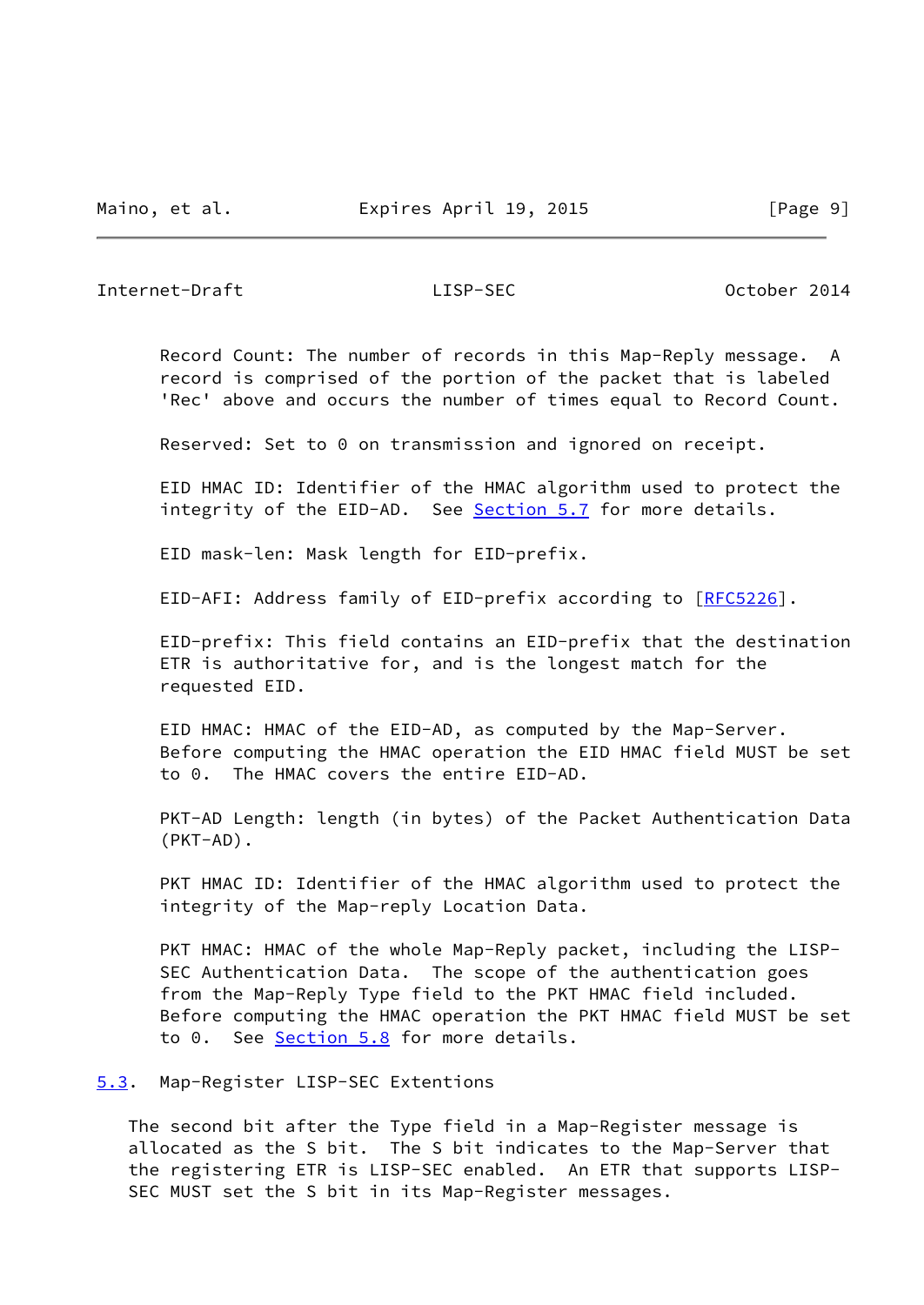Record Count: The number of records in this Map-Reply message. A record is comprised of the portion of the packet that is labeled 'Rec' above and occurs the number of times equal to Record Count.

Reserved: Set to 0 on transmission and ignored on receipt.

EID HMAC ID: Identifier of the HMAC algorithm used to protect the integrity of the EID-AD. See Section 5.7 for more details.

EID mask-len: Mask length for EID-prefix.

EID-AFI: Address family of EID-prefix according to [RFC5226].

EID-prefix: This field contains an EID-prefix that the destination ETR is authoritative for, and is the longest match for the requested EID.

EID HMAC: HMAC of the EID-AD, as computed by the Map-Server. Before computing the HMAC operation the EID HMAC field MUST be set to 0. The HMAC covers the entire EID-AD.

PKT-AD Length: length (in bytes) of the Packet Authentication Data (PKT-AD).

PKT HMAC ID: Identifier of the HMAC algorithm used to protect the integrity of the Map-reply Location Data.

PKT HMAC: HMAC of the whole Map-Reply packet, including the LISP-SEC Authentication Data. The scope of the authentication goes from the Map-Reply Type field to the PKT HMAC field included. Before computing the HMAC operation the PKT HMAC field MUST be set to 0. See Section 5.8 for more details.

## 5.3. Map-Register LISP-SEC Extentions

The second bit after the Type field in a Map-Register message is allocated as the S bit. The S bit indicates to the Map-Server that the registering ETR is LISP-SEC enabled. An ETR that supports LISP-SEC MUST set the S bit in its Map-Register messages.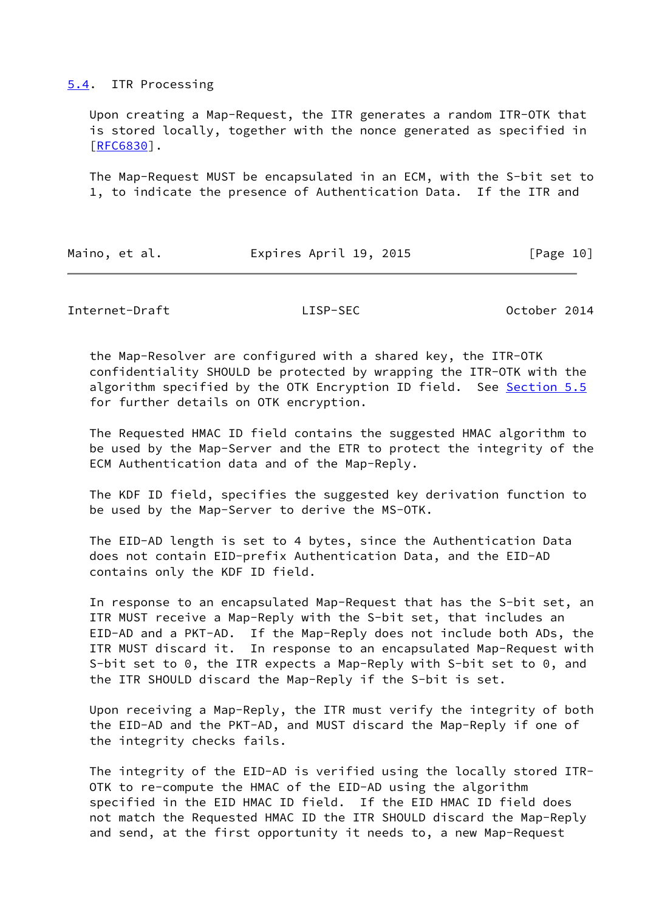### 5.4. ITR Processing

Upon creating a Map-Request, the ITR generates a random ITR-OTK that is stored locally, together with the nonce generated as specified in [RFC6830].

The Map-Request MUST be encapsulated in an ECM, with the S-bit set to 1, to indicate the presence of Authentication Data. If the ITR and the Map-Resolver are configured with a shared key, the ITR-OTK confidentiality SHOULD be protected by wrapping the ITR-OTK with the algorithm specified by the OTK Encryption ID field. See Section 5.5 for further details on OTK encryption.

The Requested HMAC ID field contains the suggested HMAC algorithm to be used by the Map-Server and the ETR to protect the integrity of the ECM Authentication data and of the Map-Reply.

The KDF ID field, specifies the suggested key derivation function to be used by the Map-Server to derive the MS-OTK.

The EID-AD length is set to 4 bytes, since the Authentication Data does not contain EID-prefix Authentication Data, and the EID-AD contains only the KDF ID field.

In response to an encapsulated Map-Request that has the S-bit set, an ITR MUST receive a Map-Reply with the S-bit set, that includes an EID-AD and a PKT-AD. If the Map-Reply does not include both ADs, the ITR MUST discard it. In response to an encapsulated Map-Request with S-bit set to 0, the ITR expects a Map-Reply with S-bit set to 0, and the ITR SHOULD discard the Map-Reply if the S-bit is set.

Upon receiving a Map-Reply, the ITR must verify the integrity of both the EID-AD and the PKT-AD, and MUST discard the Map-Reply if one of the integrity checks fails.

The integrity of the EID-AD is verified using the locally stored ITR-OTK to re-compute the HMAC of the EID-AD using the algorithm specified in the EID HMAC ID field. If the EID HMAC ID field does not match the Requested HMAC ID the ITR SHOULD discard the Map-Reply and send, at the first opportunity it needs to, a new Map-Request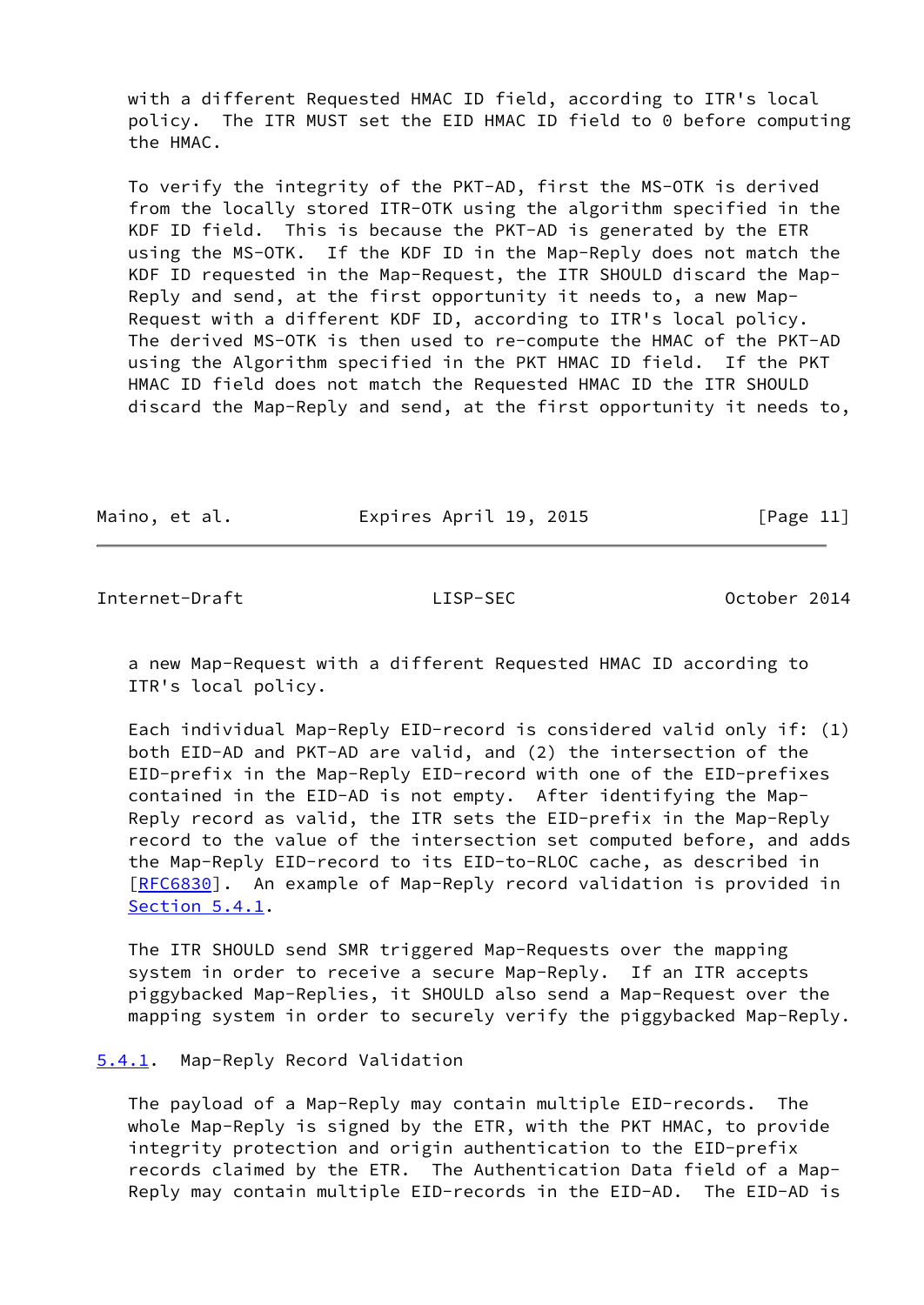with a different Requested HMAC ID field, according to ITR's local policy. The ITR MUST set the EID HMAC ID field to 0 before computing the HMAC.

To verify the integrity of the PKT-AD, first the MS-OTK is derived from the locally stored ITR-OTK using the algorithm specified in the KDF ID field. This is because the PKT-AD is generated by the ETR using the MS-OTK. If the KDF ID in the Map-Reply does not match the KDF ID requested in the Map-Request, the ITR SHOULD discard the Map-Reply and send, at the first opportunity it needs to, a new Map-Request with a different KDF ID, according to ITR's local policy. The derived MS-OTK is then used to re-compute the HMAC of the PKT-AD using the Algorithm specified in the PKT HMAC ID field. If the PKT HMAC ID field does not match the Requested HMAC ID the ITR SHOULD discard the Map-Reply and send, at the first opportunity it needs to, a new Map-Request with a different Requested HMAC ID according to ITR's local policy.

Each individual Map-Reply EID-record is considered valid only if: (1) both EID-AD and PKT-AD are valid, and (2) the intersection of the EID-prefix in the Map-Reply EID-record with one of the EID-prefixes contained in the EID-AD is not empty. After identifying the Map-Reply record as valid, the ITR sets the EID-prefix in the Map-Reply record to the value of the intersection set computed before, and adds the Map-Reply EID-record to its EID-to-RLOC cache, as described in [RFC6830]. An example of Map-Reply record validation is provided in Section 5.4.1.

The ITR SHOULD send SMR triggered Map-Requests over the mapping system in order to receive a secure Map-Reply. If an ITR accepts piggybacked Map-Replies, it SHOULD also send a Map-Request over the mapping system in order to securely verify the piggybacked Map-Reply.

### 5.4.1. Map-Reply Record Validation

The payload of a Map-Reply may contain multiple EID-records. The whole Map-Reply is signed by the ETR, with the PKT HMAC, to provide integrity protection and origin authentication to the EID-prefix records claimed by the ETR. The Authentication Data field of a Map-Reply may contain multiple EID-records in the EID-AD. The EID-AD is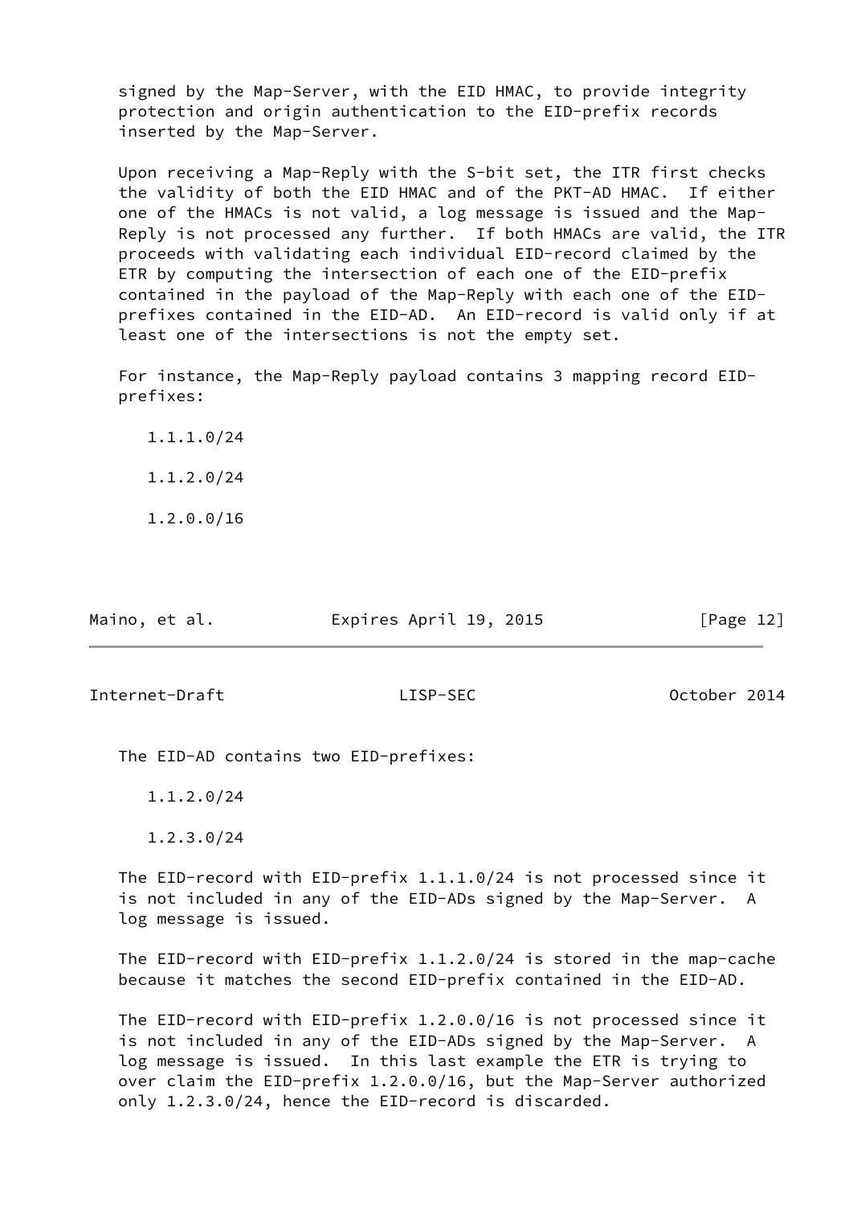signed by the Map-Server, with the EID HMAC, to provide integrity protection and origin authentication to the EID-prefix records inserted by the Map-Server.

Upon receiving a Map-Reply with the S-bit set, the ITR first checks the validity of both the EID HMAC and of the PKT-AD HMAC. If either one of the HMACs is not valid, a log message is issued and the Map-Reply is not processed any further. If both HMACs are valid, the ITR proceeds with validating each individual EID-record claimed by the ETR by computing the intersection of each one of the EID-prefix contained in the payload of the Map-Reply with each one of the EID-prefixes contained in the EID-AD. An EID-record is valid only if at least one of the intersections is not the empty set.

For instance, the Map-Reply payload contains 3 mapping record EID-prefixes:

1.1.1.0/24

1.1.2.0/24

1.2.0.0/16

The EID-AD contains two EID-prefixes:

1.1.2.0/24

1.2.3.0/24

The EID-record with EID-prefix 1.1.1.0/24 is not processed since it is not included in any of the EID-ADs signed by the Map-Server. A log message is issued.

The EID-record with EID-prefix 1.1.2.0/24 is stored in the map-cache because it matches the second EID-prefix contained in the EID-AD.

The EID-record with EID-prefix 1.2.0.0/16 is not processed since it is not included in any of the EID-ADs signed by the Map-Server. A log message is issued. In this last example the ETR is trying to over claim the EID-prefix 1.2.0.0/16, but the Map-Server authorized only 1.2.3.0/24, hence the EID-record is discarded.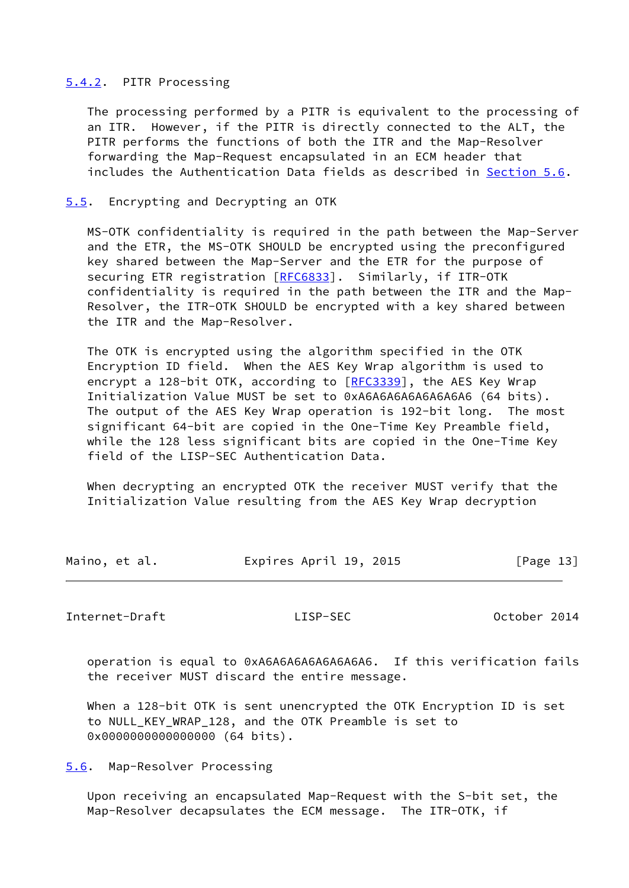### 5.4.2. PITR Processing

The processing performed by a PITR is equivalent to the processing of an ITR. However, if the PITR is directly connected to the ALT, the PITR performs the functions of both the ITR and the Map-Resolver forwarding the Map-Request encapsulated in an ECM header that includes the Authentication Data fields as described in Section 5.6.

## 5.5. Encrypting and Decrypting an OTK

MS-OTK confidentiality is required in the path between the Map-Server and the ETR, the MS-OTK SHOULD be encrypted using the preconfigured key shared between the Map-Server and the ETR for the purpose of securing ETR registration [RFC6833]. Similarly, if ITR-OTK confidentiality is required in the path between the ITR and the Map-Resolver, the ITR-OTK SHOULD be encrypted with a key shared between the ITR and the Map-Resolver.

The OTK is encrypted using the algorithm specified in the OTK Encryption ID field. When the AES Key Wrap algorithm is used to encrypt a 128-bit OTK, according to [RFC3339], the AES Key Wrap Initialization Value MUST be set to 0xA6A6A6A6A6A6A6A6 (64 bits). The output of the AES Key Wrap operation is 192-bit long. The most significant 64-bit are copied in the One-Time Key Preamble field, while the 128 less significant bits are copied in the One-Time Key field of the LISP-SEC Authentication Data.

When decrypting an encrypted OTK the receiver MUST verify that the Initialization Value resulting from the AES Key Wrap decryption operation is equal to 0xA6A6A6A6A6A6A6A6. If this verification fails the receiver MUST discard the entire message.

When a 128-bit OTK is sent unencrypted the OTK Encryption ID is set to NULL_KEY_WRAP_128, and the OTK Preamble is set to 0x0000000000000000 (64 bits).

## 5.6. Map-Resolver Processing

Upon receiving an encapsulated Map-Request with the S-bit set, the Map-Resolver decapsulates the ECM message. The ITR-OTK, if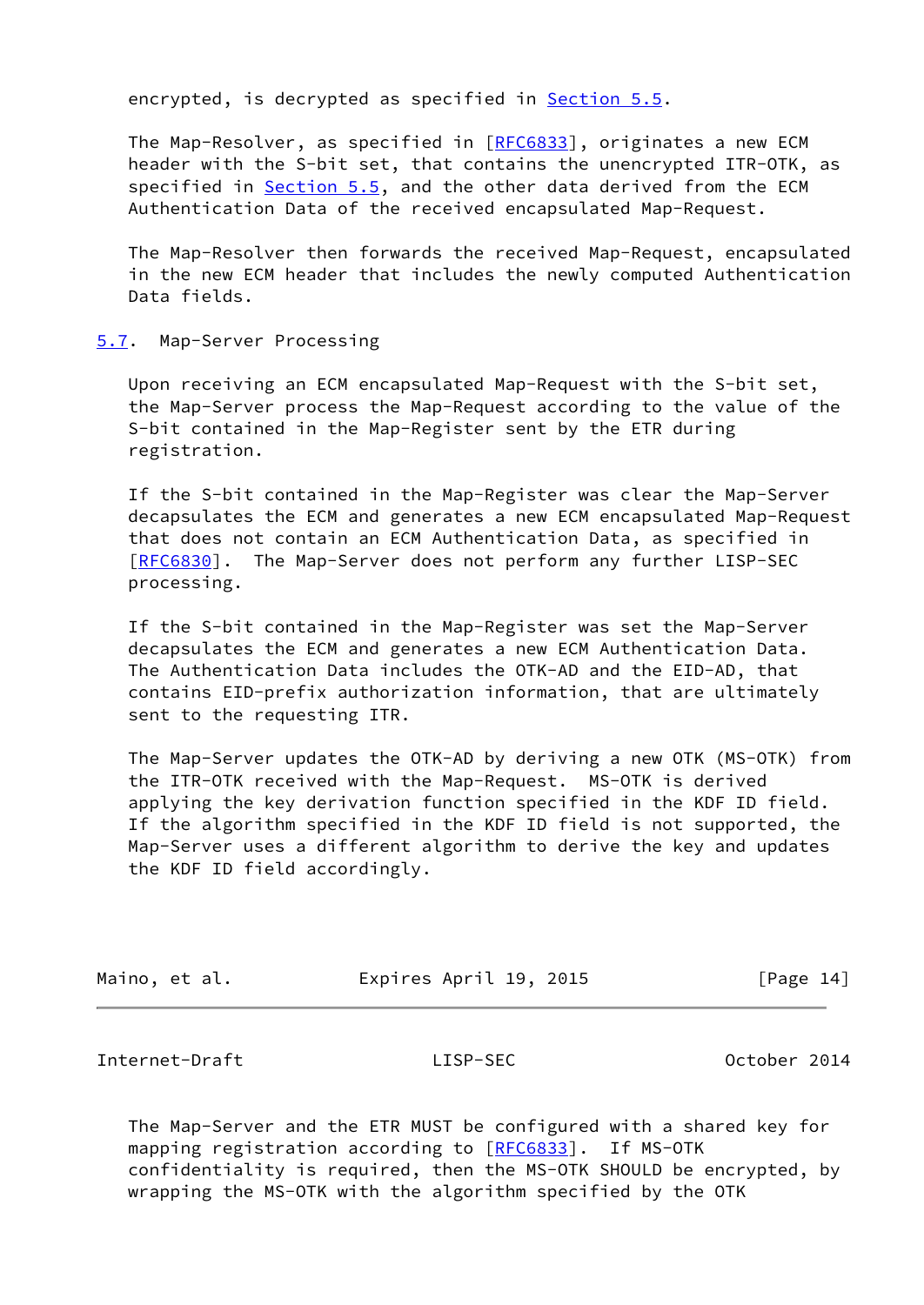encrypted, is decrypted as specified in Section 5.5.

The Map-Resolver, as specified in [RFC6833], originates a new ECM header with the S-bit set, that contains the unencrypted ITR-OTK, as specified in Section 5.5, and the other data derived from the ECM Authentication Data of the received encapsulated Map-Request.

The Map-Resolver then forwards the received Map-Request, encapsulated in the new ECM header that includes the newly computed Authentication Data fields.

### 5.7. Map-Server Processing

Upon receiving an ECM encapsulated Map-Request with the S-bit set, the Map-Server process the Map-Request according to the value of the S-bit contained in the Map-Register sent by the ETR during registration.

If the S-bit contained in the Map-Register was clear the Map-Server decapsulates the ECM and generates a new ECM encapsulated Map-Request that does not contain an ECM Authentication Data, as specified in [RFC6830]. The Map-Server does not perform any further LISP-SEC processing.

If the S-bit contained in the Map-Register was set the Map-Server decapsulates the ECM and generates a new ECM Authentication Data. The Authentication Data includes the OTK-AD and the EID-AD, that contains EID-prefix authorization information, that are ultimately sent to the requesting ITR.

The Map-Server updates the OTK-AD by deriving a new OTK (MS-OTK) from the ITR-OTK received with the Map-Request. MS-OTK is derived applying the key derivation function specified in the KDF ID field. If the algorithm specified in the KDF ID field is not supported, the Map-Server uses a different algorithm to derive the key and updates the KDF ID field accordingly.

The Map-Server and the ETR MUST be configured with a shared key for mapping registration according to [RFC6833]. If MS-OTK confidentiality is required, then the MS-OTK SHOULD be encrypted, by wrapping the MS-OTK with the algorithm specified by the OTK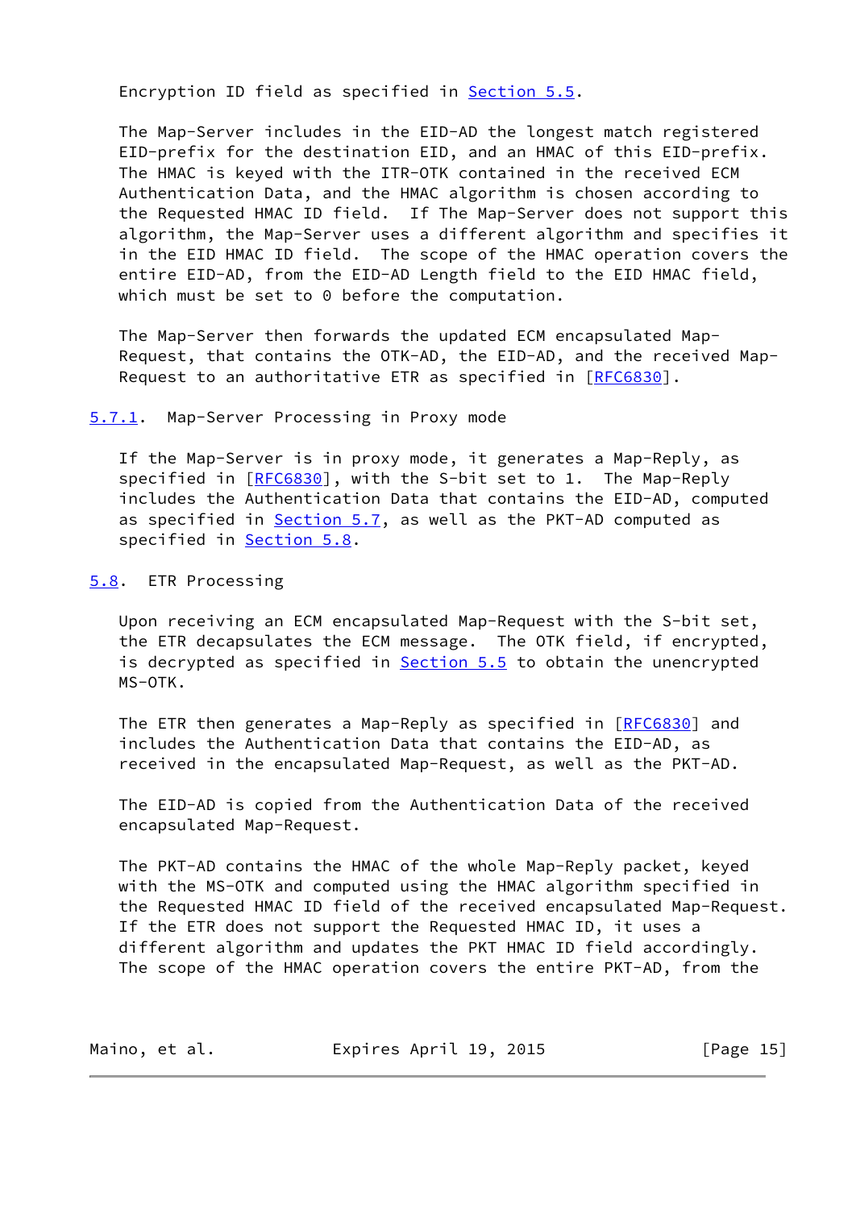Encryption ID field as specified in Section 5.5.

The Map-Server includes in the EID-AD the longest match registered EID-prefix for the destination EID, and an HMAC of this EID-prefix. The HMAC is keyed with the ITR-OTK contained in the received ECM Authentication Data, and the HMAC algorithm is chosen according to the Requested HMAC ID field. If The Map-Server does not support this algorithm, the Map-Server uses a different algorithm and specifies it in the EID HMAC ID field. The scope of the HMAC operation covers the entire EID-AD, from the EID-AD Length field to the EID HMAC field, which must be set to 0 before the computation.

The Map-Server then forwards the updated ECM encapsulated Map-Request, that contains the OTK-AD, the EID-AD, and the received Map-Request to an authoritative ETR as specified in [RFC6830].

### 5.7.1. Map-Server Processing in Proxy mode

If the Map-Server is in proxy mode, it generates a Map-Reply, as specified in [RFC6830], with the S-bit set to 1. The Map-Reply includes the Authentication Data that contains the EID-AD, computed as specified in Section 5.7, as well as the PKT-AD computed as specified in Section 5.8.

## 5.8. ETR Processing

Upon receiving an ECM encapsulated Map-Request with the S-bit set, the ETR decapsulates the ECM message. The OTK field, if encrypted, is decrypted as specified in Section 5.5 to obtain the unencrypted MS-OTK.

The ETR then generates a Map-Reply as specified in [RFC6830] and includes the Authentication Data that contains the EID-AD, as received in the encapsulated Map-Request, as well as the PKT-AD.

The EID-AD is copied from the Authentication Data of the received encapsulated Map-Request.

The PKT-AD contains the HMAC of the whole Map-Reply packet, keyed with the MS-OTK and computed using the HMAC algorithm specified in the Requested HMAC ID field of the received encapsulated Map-Request. If the ETR does not support the Requested HMAC ID, it uses a different algorithm and updates the PKT HMAC ID field accordingly. The scope of the HMAC operation covers the entire PKT-AD, from the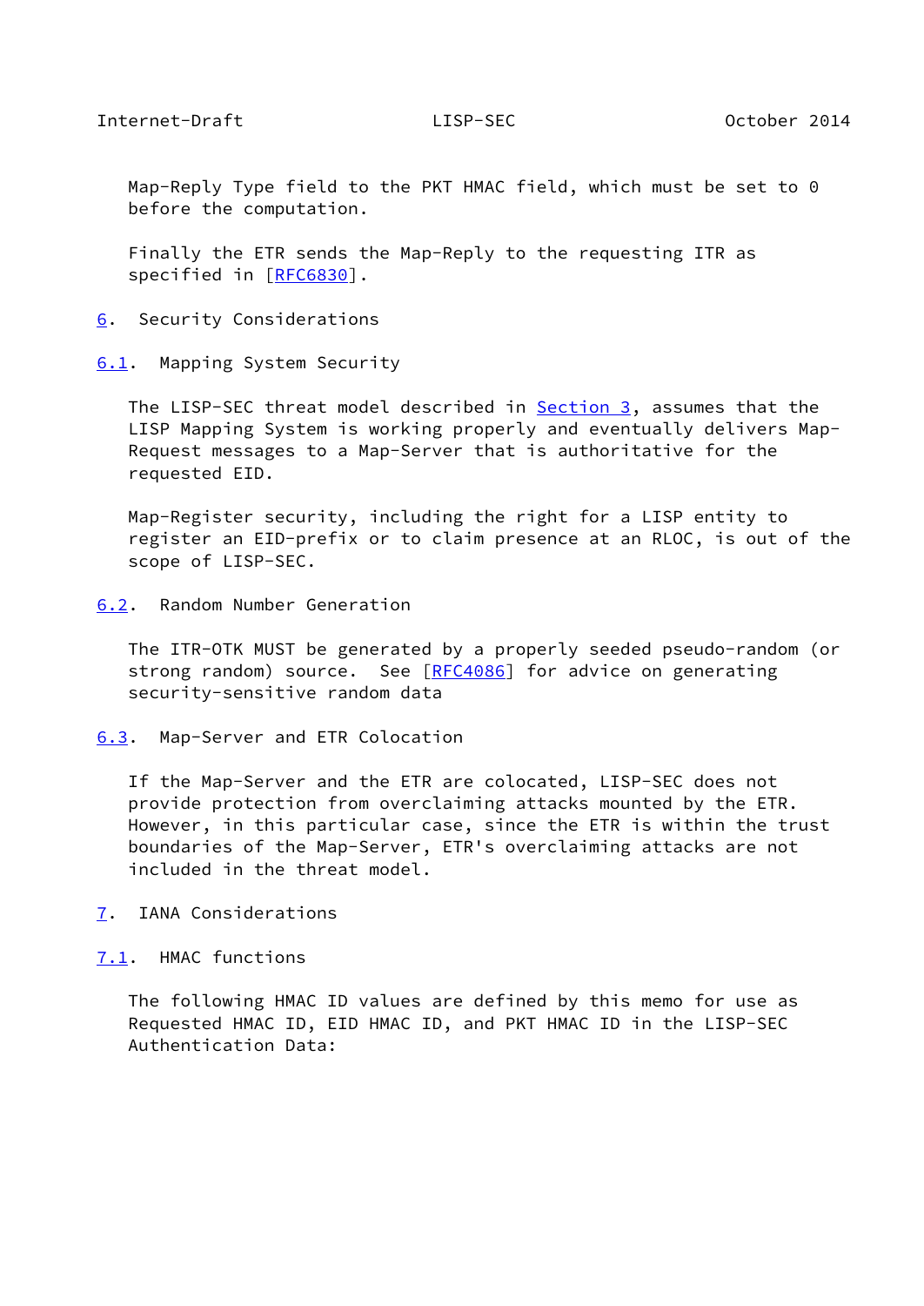Map-Reply Type field to the PKT HMAC field, which must be set to 0 before the computation.

Finally the ETR sends the Map-Reply to the requesting ITR as specified in [RFC6830].

## 6. Security Considerations

### 6.1. Mapping System Security

The LISP-SEC threat model described in Section 3, assumes that the LISP Mapping System is working properly and eventually delivers Map-Request messages to a Map-Server that is authoritative for the requested EID.

Map-Register security, including the right for a LISP entity to register an EID-prefix or to claim presence at an RLOC, is out of the scope of LISP-SEC.

### 6.2. Random Number Generation

The ITR-OTK MUST be generated by a properly seeded pseudo-random (or strong random) source. See [RFC4086] for advice on generating security-sensitive random data

### 6.3. Map-Server and ETR Colocation

If the Map-Server and the ETR are colocated, LISP-SEC does not provide protection from overclaiming attacks mounted by the ETR. However, in this particular case, since the ETR is within the trust boundaries of the Map-Server, ETR's overclaiming attacks are not included in the threat model.

## 7. IANA Considerations

### 7.1. HMAC functions

The following HMAC ID values are defined by this memo for use as Requested HMAC ID, EID HMAC ID, and PKT HMAC ID in the LISP-SEC Authentication Data: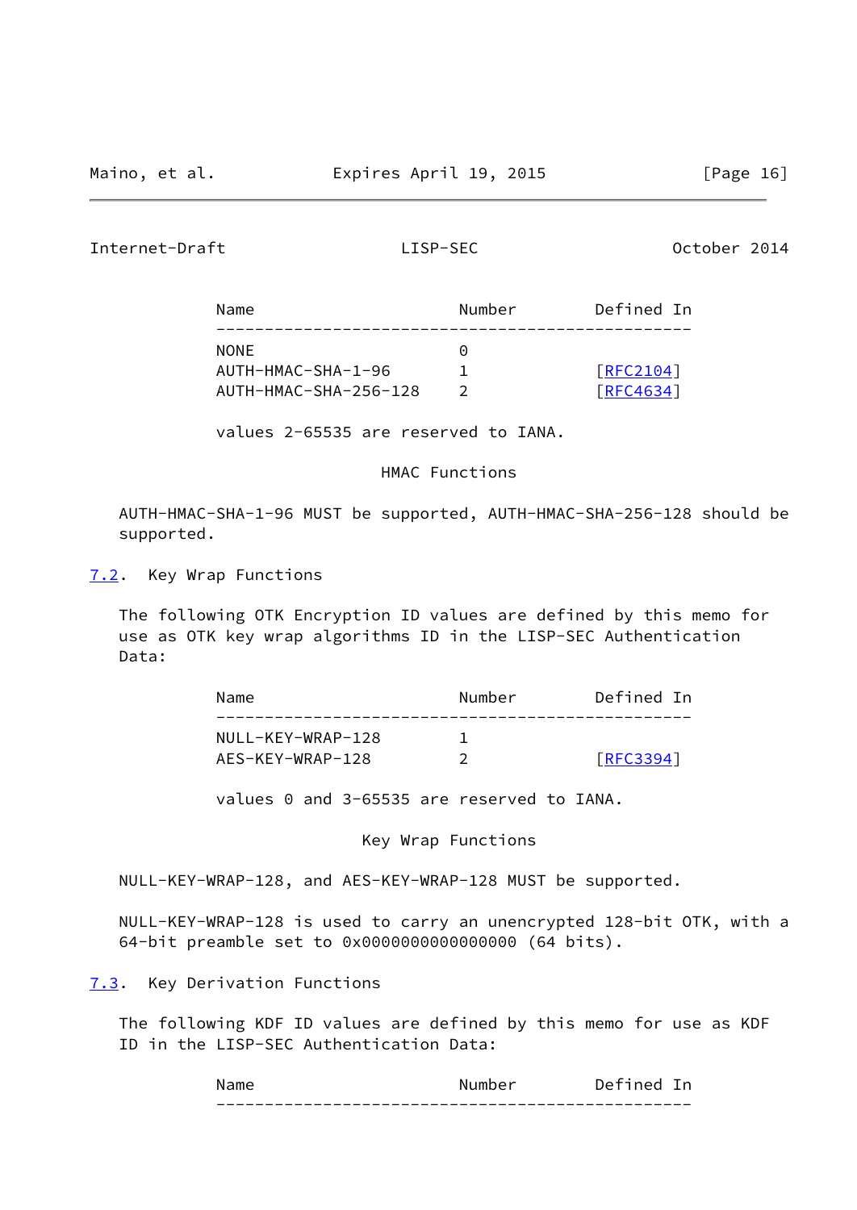| Name | Number | Defined In |
| --- | --- | --- |
| NONE | 0 | |
| AUTH-HMAC-SHA-1-96 | 1 | [RFC2104] |
| AUTH-HMAC-SHA-256-128 | 2 | [RFC4634] |

values 2-65535 are reserved to IANA.

HMAC Functions

AUTH-HMAC-SHA-1-96 MUST be supported, AUTH-HMAC-SHA-256-128 should be supported.

## 7.2. Key Wrap Functions

The following OTK Encryption ID values are defined by this memo for use as OTK key wrap algorithms ID in the LISP-SEC Authentication Data:

| Name | Number | Defined In |
| --- | --- | --- |
| NULL-KEY-WRAP-128 | 1 | |
| AES-KEY-WRAP-128 | 2 | [RFC3394] |

values 0 and 3-65535 are reserved to IANA.

Key Wrap Functions

NULL-KEY-WRAP-128, and AES-KEY-WRAP-128 MUST be supported.

NULL-KEY-WRAP-128 is used to carry an unencrypted 128-bit OTK, with a 64-bit preamble set to 0x0000000000000000 (64 bits).

## 7.3. Key Derivation Functions

The following KDF ID values are defined by this memo for use as KDF ID in the LISP-SEC Authentication Data:

| Name | Number | Defined In |
| --- | --- | --- |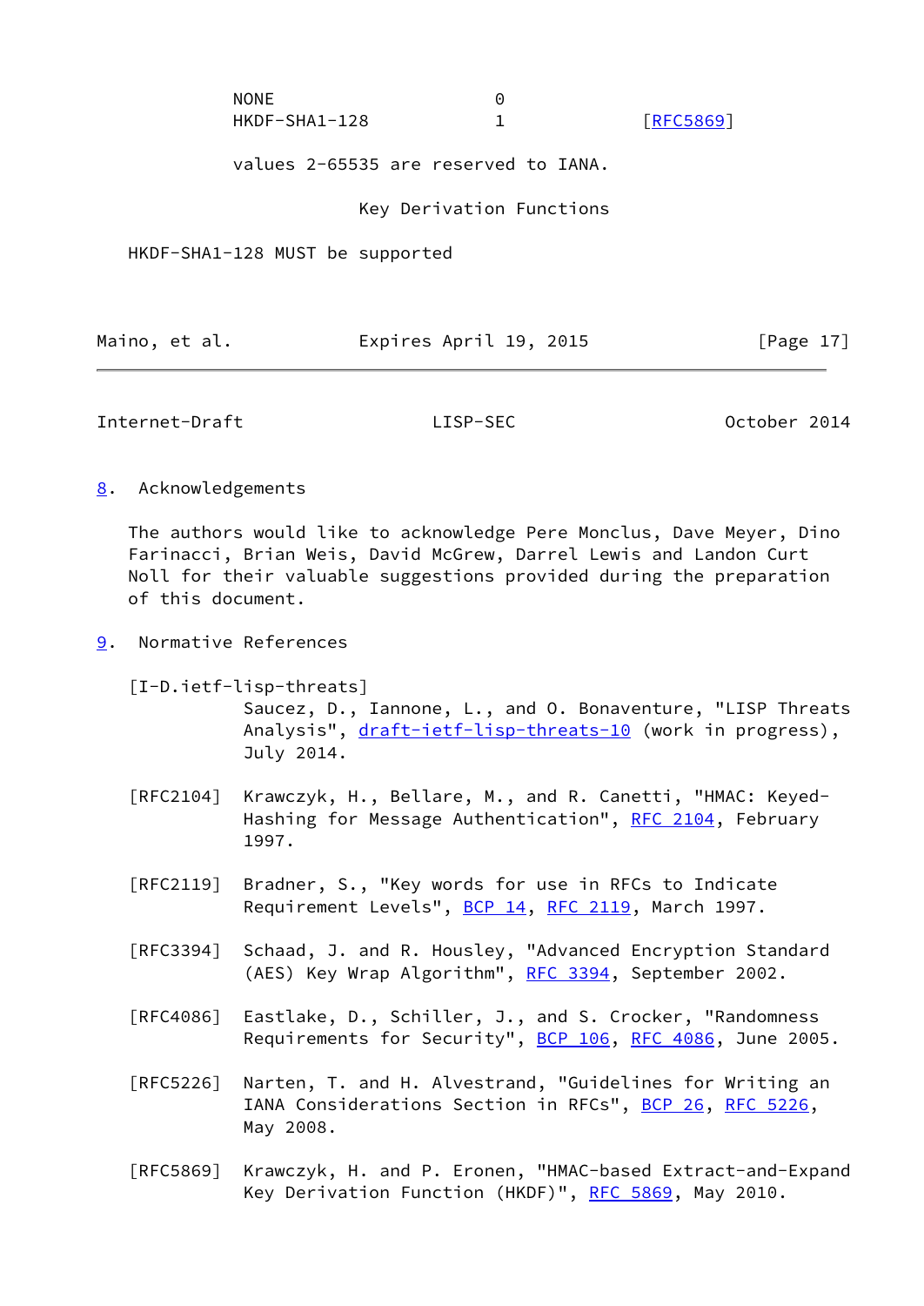| | | |
|---|---|---|
| NONE | 0 | |
| HKDF-SHA1-128 | 1 | [RFC5869] |

values 2-65535 are reserved to IANA.

Key Derivation Functions

HKDF-SHA1-128 MUST be supported

## 8. Acknowledgements

The authors would like to acknowledge Pere Monclus, Dave Meyer, Dino Farinacci, Brian Weis, David McGrew, Darrel Lewis and Landon Curt Noll for their valuable suggestions provided during the preparation of this document.

## 9. Normative References

[I-D.ietf-lisp-threats]
Saucez, D., Iannone, L., and O. Bonaventure, "LISP Threats Analysis", draft-ietf-lisp-threats-10 (work in progress), July 2014.

[RFC2104] Krawczyk, H., Bellare, M., and R. Canetti, "HMAC: Keyed-Hashing for Message Authentication", RFC 2104, February 1997.

[RFC2119] Bradner, S., "Key words for use in RFCs to Indicate Requirement Levels", BCP 14, RFC 2119, March 1997.

[RFC3394] Schaad, J. and R. Housley, "Advanced Encryption Standard (AES) Key Wrap Algorithm", RFC 3394, September 2002.

[RFC4086] Eastlake, D., Schiller, J., and S. Crocker, "Randomness Requirements for Security", BCP 106, RFC 4086, June 2005.

[RFC5226] Narten, T. and H. Alvestrand, "Guidelines for Writing an IANA Considerations Section in RFCs", BCP 26, RFC 5226, May 2008.

[RFC5869] Krawczyk, H. and P. Eronen, "HMAC-based Extract-and-Expand Key Derivation Function (HKDF)", RFC 5869, May 2010.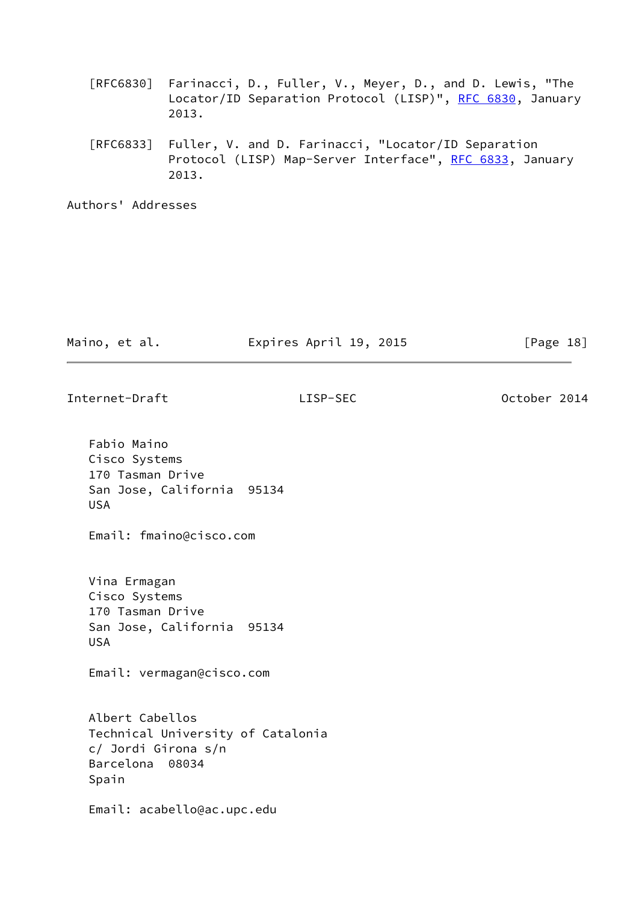[RFC6830] Farinacci, D., Fuller, V., Meyer, D., and D. Lewis, "The Locator/ID Separation Protocol (LISP)", RFC 6830, January 2013.

[RFC6833] Fuller, V. and D. Farinacci, "Locator/ID Separation Protocol (LISP) Map-Server Interface", RFC 6833, January 2013.

## Authors' Addresses

Fabio Maino
Cisco Systems
170 Tasman Drive
San Jose, California 95134
USA

Email: fmaino@cisco.com

Vina Ermagan
Cisco Systems
170 Tasman Drive
San Jose, California 95134
USA

Email: vermagan@cisco.com

Albert Cabellos
Technical University of Catalonia
c/ Jordi Girona s/n
Barcelona 08034
Spain

Email: acabello@ac.upc.edu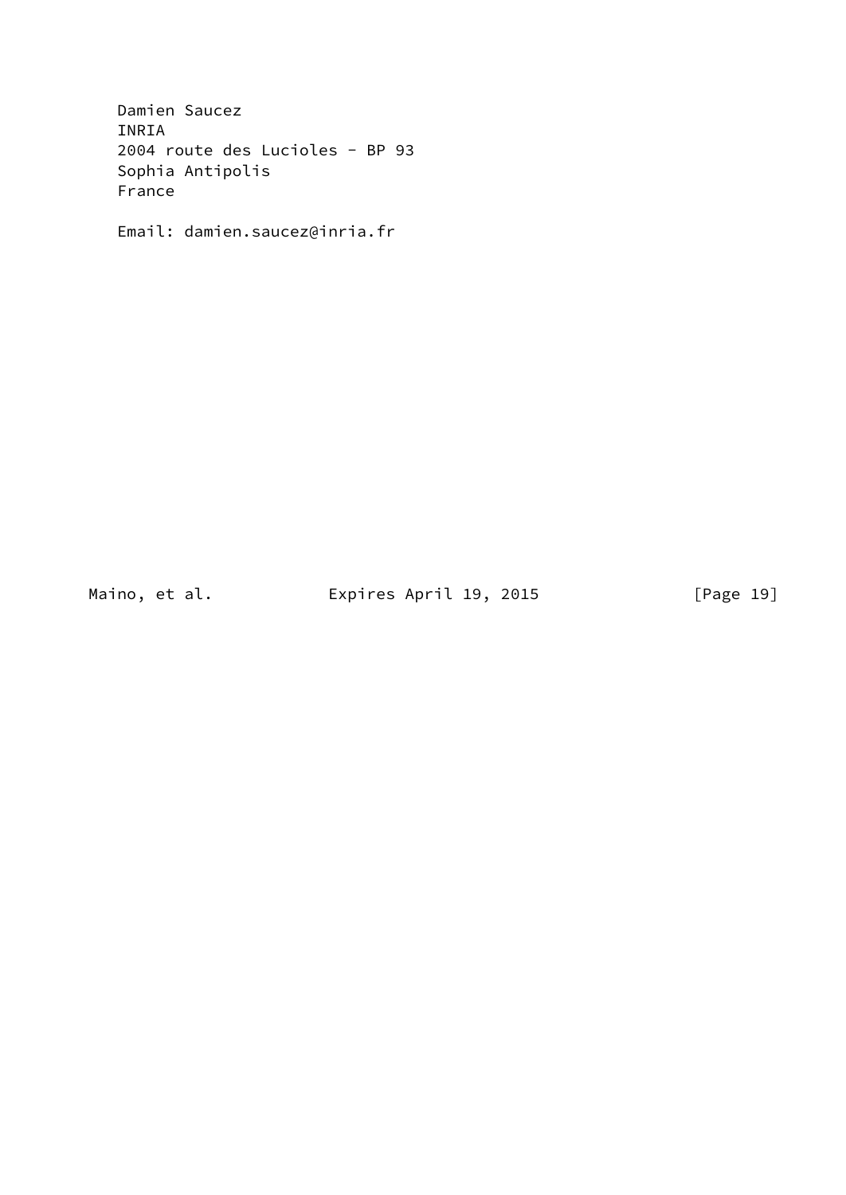Damien Saucez
INRIA
2004 route des Lucioles - BP 93
Sophia Antipolis
France

Email: damien.saucez@inria.fr